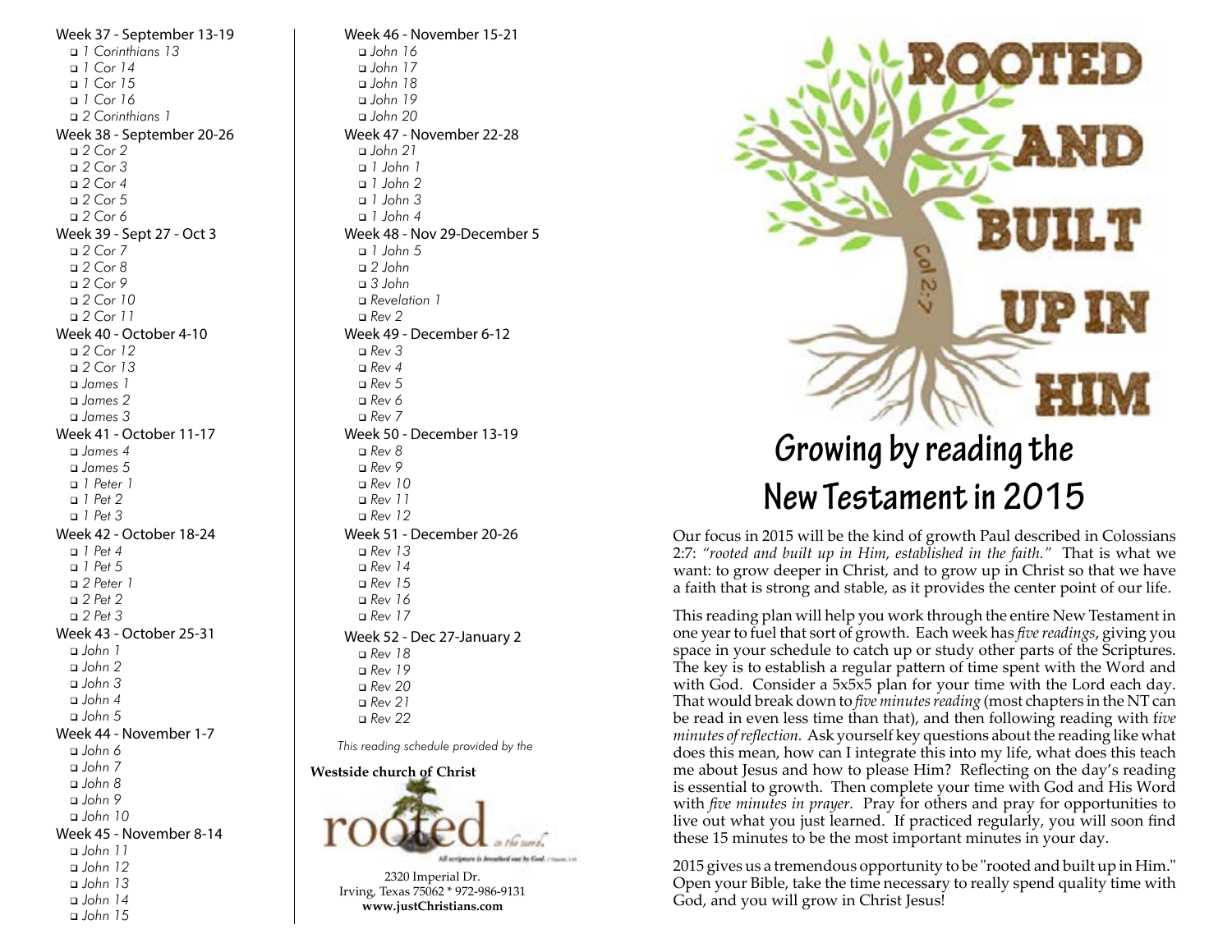Week 37 - September 13-19

- ❑ *1 Corinthians 13*
- ❑ *1 Cor 14*
- ❑ *1 Cor 15*
- ❑ *1 Cor 16*
- ❑ *2 Corinthians 1*

Week 38 - September 20-26

- ❑ *2 Cor 2*
- ❑ *2 Cor 3*
- ❑ *2 Cor 4*
- ❑ *2 Cor 5*
- ❑ *2 Cor 6*

Week 39 - Sept 27 - Oct 3

- ❑ *2 Cor 7*
- ❑ *2 Cor 8*
- ❑ *2 Cor 9*
- ❑ *2 Cor 10*
- ❑ *2 Cor 11*

Week 40 - October 4-10

- ❑ *2 Cor 12*
- ❑ *2 Cor 13*
- ❑ *James 1*
- ❑ *James 2*
- ❑ *James 3*

Week 41 - October 11-17

- ❑ *James 4*
- ❑ *James 5*
- ❑ *1 Peter 1*
- ❑ *1 Pet 2*
- ❑ *1 Pet 3*

Week 42 - October 18-24

- ❑ *1 Pet 4*
- ❑ *1 Pet 5*
- ❑ *2 Peter 1*
- ❑ *2 Pet 2*
- ❑ *2 Pet 3*

Week 43 - October 25-31

- ❑ *John 1*
- ❑ *John 2*
- ❑ *John 3*
- ❑ *John 4*
- ❑ *John 5*

Week 44 - November 1-7

- ❑ *John 6*
- ❑ *John 7*
- ❑ *John 8*
- ❑ *John 9*
- ❑ *John 10*

Week 45 - November 8-14

- ❑ *John 11*
- ❑ *John 12*
- ❑ *John 13*
- ❑ *John 14*
- ❑ *John 15*

Week 46 - November 15-21

- ❑ *John 16*
- ❑ *John 17*
- ❑ *John 18*
- ❑ *John 19*
- ❑ *John 20*

Week 47 - November 22-28

- ❑ *John 21*
- ❑ *1 John 1*
- ❑ *1 John 2*
- ❑ *1 John 3*
- ❑ *1 John 4*

Week 48 - Nov 29-December 5

- ❑ *1 John 5*
- ❑ *2 John*
- ❑ *3 John*
- ❑ *Revelation 1*
- ❑ *Rev 2*

Week 49 - December 6-12

- ❑ *Rev 3*
- ❑ *Rev 4*
- ❑ *Rev 5*
- ❑ *Rev 6*
- ❑ *Rev 7*

Week 50 - December 13-19

- ❑ *Rev 8*
- ❑ *Rev 9*
- ❑ *Rev 10*
- ❑ *Rev 11*
- ❑ *Rev 12*

Week 51 - December 20-26

- ❑ *Rev 13*
- ❑ *Rev 14*
- ❑ *Rev 15*
- ❑ *Rev 16*
- ❑ *Rev 17*

Week 52 - Dec 27-January 2

- ❑ *Rev 18*
- ❑ *Rev 19*
- ❑ *Rev 20*
- ❑ *Rev 21*
- ❑ *Rev 22*

*This reading schedule provided by the*

**Westside church of Christ**

rooted *in the word.*

All scripture is breathed out by God.

2320 Imperial Dr.
Irving, Texas 75062 * 972-986-9131
**www.justChristians.com**

# ROOTED AND BUILT UP IN HIM

Col 2:7

# Growing by reading the New Testament in 2015

Our focus in 2015 will be the kind of growth Paul described in Colossians 2:7: *"rooted and built up in Him, established in the faith."* That is what we want: to grow deeper in Christ, and to grow up in Christ so that we have a faith that is strong and stable, as it provides the center point of our life.

This reading plan will help you work through the entire New Testament in one year to fuel that sort of growth. Each week has *five readings*, giving you space in your schedule to catch up or study other parts of the Scriptures. The key is to establish a regular pattern of time spent with the Word and with God. Consider a 5x5x5 plan for your time with the Lord each day. That would break down to *five minutes reading* (most chapters in the NT can be read in even less time than that), and then following reading with *five minutes of reflection.* Ask yourself key questions about the reading like what does this mean, how can I integrate this into my life, what does this teach me about Jesus and how to please Him? Reflecting on the day's reading is essential to growth. Then complete your time with God and His Word with *five minutes in prayer.* Pray for others and pray for opportunities to live out what you just learned. If practiced regularly, you will soon find these 15 minutes to be the most important minutes in your day.

2015 gives us a tremendous opportunity to be "rooted and built up in Him." Open your Bible, take the time necessary to really spend quality time with God, and you will grow in Christ Jesus!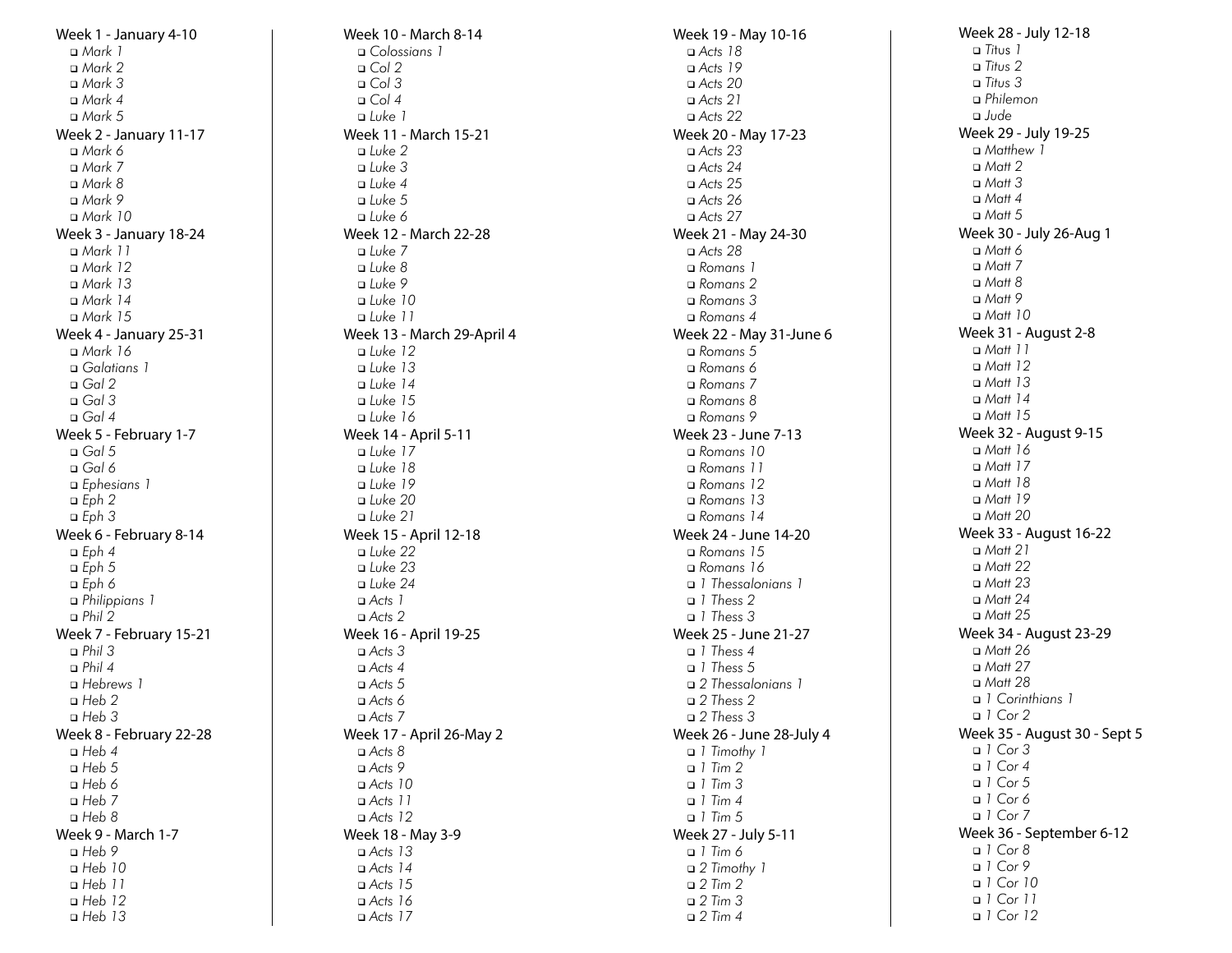Week 1 - January 4-10

- ❑ *Mark 1*
- ❑ *Mark 2*
- ❑ *Mark 3*
- ❑ *Mark 4*
- ❑ *Mark 5*

Week 2 - January 11-17

- ❑ *Mark 6*
- ❑ *Mark 7*
- ❑ *Mark 8*
- ❑ *Mark 9*
- ❑ *Mark 10*

Week 3 - January 18-24

- ❑ *Mark 11*
- ❑ *Mark 12*
- ❑ *Mark 13*
- ❑ *Mark 14*
- ❑ *Mark 15*

Week 4 - January 25-31

- ❑ *Mark 16*
- ❑ *Galatians 1*
- ❑ *Gal 2*
- ❑ *Gal 3*
- ❑ *Gal 4*

Week 5 - February 1-7

- ❑ *Gal 5*
- ❑ *Gal 6*
- ❑ *Ephesians 1*
- ❑ *Eph 2*
- ❑ *Eph 3*

Week 6 - February 8-14

- ❑ *Eph 4*
- ❑ *Eph 5*
- ❑ *Eph 6*
- ❑ *Philippians 1*
- ❑ *Phil 2*

Week 7 - February 15-21

- ❑ *Phil 3*
- ❑ *Phil 4*
- ❑ *Hebrews 1*
- ❑ *Heb 2*
- ❑ *Heb 3*

Week 8 - February 22-28

- ❑ *Heb 4*
- ❑ *Heb 5*
- ❑ *Heb 6*
- ❑ *Heb 7*
- ❑ *Heb 8*

Week 9 - March 1-7

- ❑ *Heb 9*
- ❑ *Heb 10*
- ❑ *Heb 11*
- ❑ *Heb 12*
- ❑ *Heb 13*

Week 10 - March 8-14

- ❑ *Colossians 1*
- ❑ *Col 2*
- ❑ *Col 3*
- ❑ *Col 4*
- ❑ *Luke 1*

Week 11 - March 15-21

- ❑ *Luke 2*
- ❑ *Luke 3*
- ❑ *Luke 4*
- ❑ *Luke 5*
- ❑ *Luke 6*

Week 12 - March 22-28

- ❑ *Luke 7*
- ❑ *Luke 8*
- ❑ *Luke 9*
- ❑ *Luke 10*
- ❑ *Luke 11*

Week 13 - March 29-April 4

- ❑ *Luke 12*
- ❑ *Luke 13*
- ❑ *Luke 14*
- ❑ *Luke 15*
- ❑ *Luke 16*

Week 14 - April 5-11

- ❑ *Luke 17*
- ❑ *Luke 18*
- ❑ *Luke 19*
- ❑ *Luke 20*
- ❑ *Luke 21*

Week 15 - April 12-18

- ❑ *Luke 22*
- ❑ *Luke 23*
- ❑ *Luke 24*
- ❑ *Acts 1*
- ❑ *Acts 2*

Week 16 - April 19-25

- ❑ *Acts 3*
- ❑ *Acts 4*
- ❑ *Acts 5*
- ❑ *Acts 6*
- ❑ *Acts 7*

Week 17 - April 26-May 2

- ❑ *Acts 8*
- ❑ *Acts 9*
- ❑ *Acts 10*
- ❑ *Acts 11*
- ❑ *Acts 12*

Week 18 - May 3-9

- ❑ *Acts 13*
- ❑ *Acts 14*
- ❑ *Acts 15*
- ❑ *Acts 16*
- ❑ *Acts 17*

Week 19 - May 10-16

- ❑ *Acts 18*
- ❑ *Acts 19*
- ❑ *Acts 20*
- ❑ *Acts 21*
- ❑ *Acts 22*

Week 20 - May 17-23

- ❑ *Acts 23*
- ❑ *Acts 24*
- ❑ *Acts 25*
- ❑ *Acts 26*
- ❑ *Acts 27*

Week 21 - May 24-30

- ❑ *Acts 28*
- ❑ *Romans 1*
- ❑ *Romans 2*
- ❑ *Romans 3*
- ❑ *Romans 4*

Week 22 - May 31-June 6

- ❑ *Romans 5*
- ❑ *Romans 6*
- ❑ *Romans 7*
- ❑ *Romans 8*
- ❑ *Romans 9*

Week 23 - June 7-13

- ❑ *Romans 10*
- ❑ *Romans 11*
- ❑ *Romans 12*
- ❑ *Romans 13*
- ❑ *Romans 14*

Week 24 - June 14-20

- ❑ *Romans 15*
- ❑ *Romans 16*
- ❑ *1 Thessalonians 1*
- ❑ *1 Thess 2*
- ❑ *1 Thess 3*

Week 25 - June 21-27

- ❑ *1 Thess 4*
- ❑ *1 Thess 5*
- ❑ *2 Thessalonians 1*
- ❑ *2 Thess 2*
- ❑ *2 Thess 3*

Week 26 - June 28-July 4

- ❑ *1 Timothy 1*
- ❑ *1 Tim 2*
- ❑ *1 Tim 3*
- ❑ *1 Tim 4*
- ❑ *1 Tim 5*

Week 27 - July 5-11

- ❑ *1 Tim 6*
- ❑ *2 Timothy 1*
- ❑ *2 Tim 2*
- ❑ *2 Tim 3*
- ❑ *2 Tim 4*

Week 28 - July 12-18

- ❑ *Titus 1*
- ❑ *Titus 2*
- ❑ *Titus 3*
- ❑ *Philemon*
- ❑ *Jude*

Week 29 - July 19-25

- ❑ *Matthew 1*
- ❑ *Matt 2*
- ❑ *Matt 3*
- ❑ *Matt 4*
- ❑ *Matt 5*

Week 30 - July 26-Aug 1

- ❑ *Matt 6*
- ❑ *Matt 7*
- ❑ *Matt 8*
- ❑ *Matt 9*
- ❑ *Matt 10*

Week 31 - August 2-8

- ❑ *Matt 11*
- ❑ *Matt 12*
- ❑ *Matt 13*
- ❑ *Matt 14*
- ❑ *Matt 15*

Week 32 - August 9-15

- ❑ *Matt 16*
- ❑ *Matt 17*
- ❑ *Matt 18*
- ❑ *Matt 19*
- ❑ *Matt 20*

Week 33 - August 16-22

- ❑ *Matt 21*
- ❑ *Matt 22*
- ❑ *Matt 23*
- ❑ *Matt 24*
- ❑ *Matt 25*

Week 34 - August 23-29

- ❑ *Matt 26*
- ❑ *Matt 27*
- ❑ *Matt 28*
- ❑ *1 Corinthians 1*
- ❑ *1 Cor 2*

Week 35 - August 30 - Sept 5

- ❑ *1 Cor 3*
- ❑ *1 Cor 4*
- ❑ *1 Cor 5*
- ❑ *1 Cor 6*
- ❑ *1 Cor 7*

Week 36 - September 6-12

- ❑ *1 Cor 8*
- ❑ *1 Cor 9*
- ❑ *1 Cor 10*
- ❑ *1 Cor 11*
- ❑ *1 Cor 12*